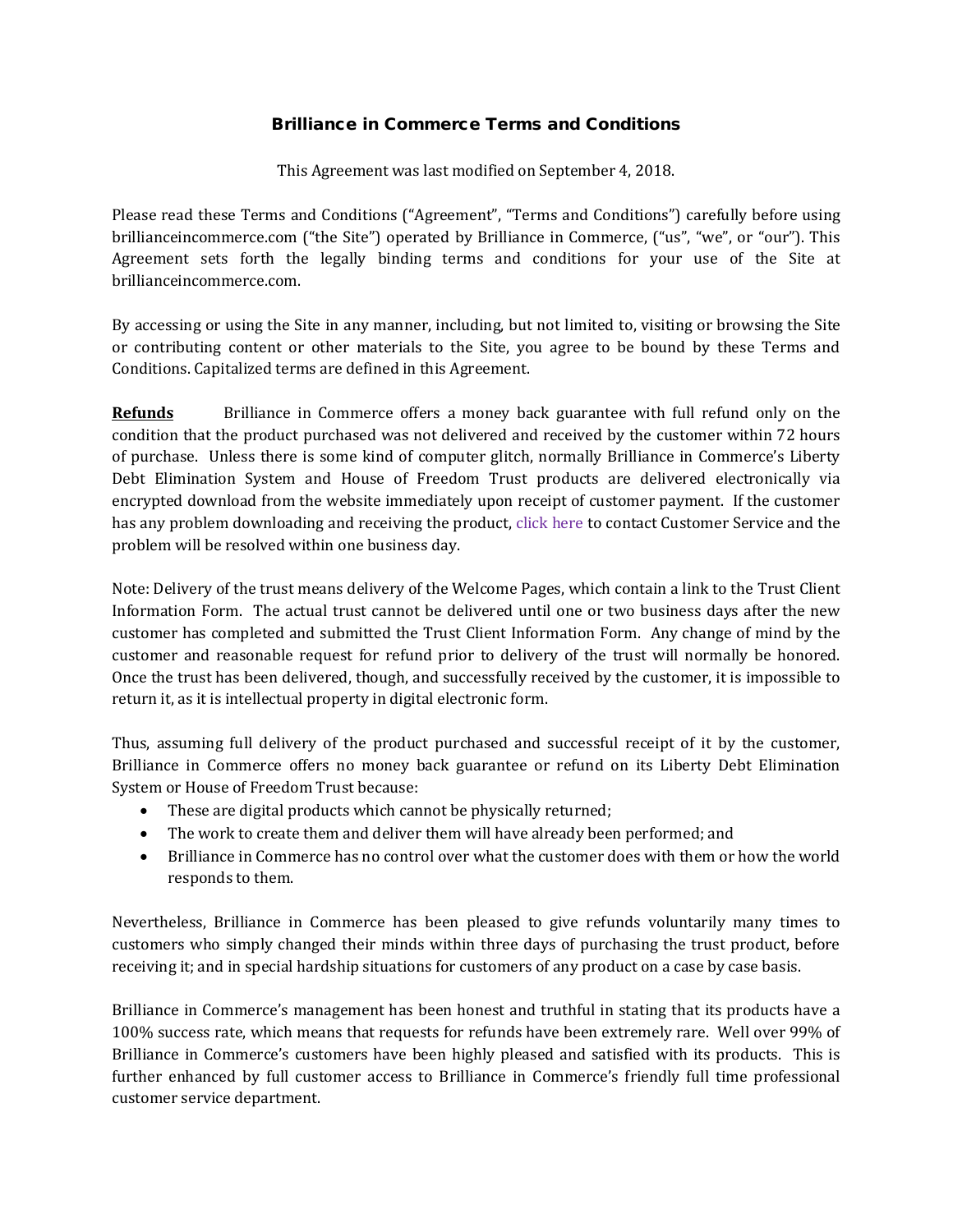# Brilliance in Commerce Terms and Conditions

This Agreement was last modified on September 4, 2018.

Please read these Terms and Conditions ("Agreement", "Terms and Conditions") carefully before using brillianceincommerce.com ("the Site") operated by Brilliance in Commerce, ("us", "we", or "our"). This Agreement sets forth the legally binding terms and conditions for your use of the Site at brillianceincommerce.com.

By accessing or using the Site in any manner, including, but not limited to, visiting or browsing the Site or contributing content or other materials to the Site, you agree to be bound by these Terms and Conditions. Capitalized terms are defined in this Agreement.

**Refunds** Brilliance in Commerce offers a money back guarantee with full refund only on the condition that the product purchased was not delivered and received by the customer within 72 hours of purchase. Unless there is some kind of computer glitch, normally Brilliance in Commerce's Liberty Debt Elimination System and House of Freedom Trust products are delivered electronically via encrypted download from the website immediately upon receipt of customer payment. If the customer has any problem downloading and receiving the product, click here to contact Customer Service and the problem will be resolved within one business day.

Note: Delivery of the trust means delivery of the Welcome Pages, which contain a link to the Trust Client Information Form. The actual trust cannot be delivered until one or two business days after the new customer has completed and submitted the Trust Client Information Form. Any change of mind by the customer and reasonable request for refund prior to delivery of the trust will normally be honored. Once the trust has been delivered, though, and successfully received by the customer, it is impossible to return it, as it is intellectual property in digital electronic form.

Thus, assuming full delivery of the product purchased and successful receipt of it by the customer, Brilliance in Commerce offers no money back guarantee or refund on its Liberty Debt Elimination System or House of Freedom Trust because:

- These are digital products which cannot be physically returned;
- The work to create them and deliver them will have already been performed; and
- Brilliance in Commerce has no control over what the customer does with them or how the world responds to them.

Nevertheless, Brilliance in Commerce has been pleased to give refunds voluntarily many times to customers who simply changed their minds within three days of purchasing the trust product, before receiving it; and in special hardship situations for customers of any product on a case by case basis.

Brilliance in Commerce's management has been honest and truthful in stating that its products have a 100% success rate, which means that requests for refunds have been extremely rare. Well over 99% of Brilliance in Commerce's customers have been highly pleased and satisfied with its products. This is further enhanced by full customer access to Brilliance in Commerce's friendly full time professional customer service department.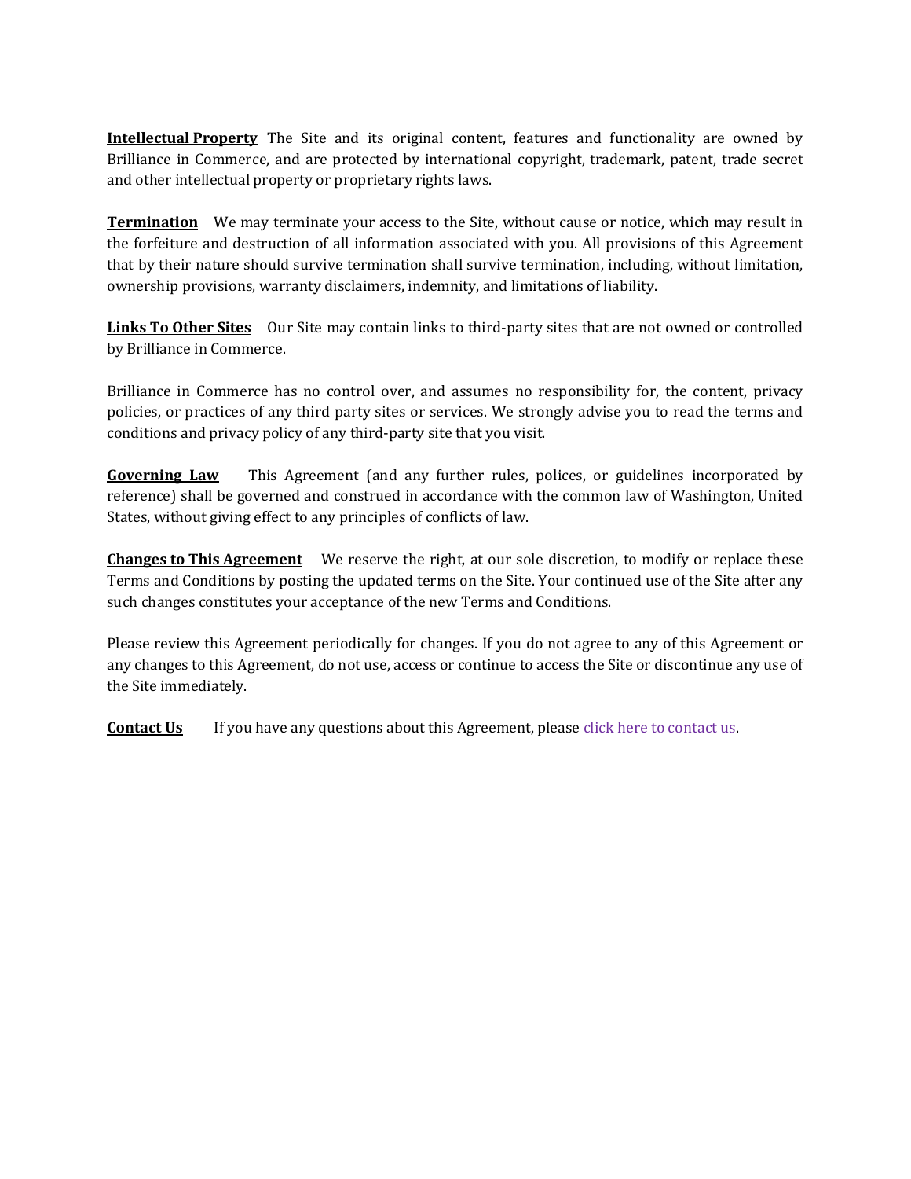**Intellectual Property** The Site and its original content, features and functionality are owned by Brilliance in Commerce, and are protected by international copyright, trademark, patent, trade secret and other intellectual property or proprietary rights laws.

**Termination** We may terminate your access to the Site, without cause or notice, which may result in the forfeiture and destruction of all information associated with you. All provisions of this Agreement that by their nature should survive termination shall survive termination, including, without limitation, ownership provisions, warranty disclaimers, indemnity, and limitations of liability.

**Links To Other Sites** Our Site may contain links to third-party sites that are not owned or controlled by Brilliance in Commerce.

Brilliance in Commerce has no control over, and assumes no responsibility for, the content, privacy policies, or practices of any third party sites or services. We strongly advise you to read the terms and conditions and privacy policy of any third-party site that you visit.

**Governing Law** This Agreement (and any further rules, polices, or guidelines incorporated by reference) shall be governed and construed in accordance with the common law of Washington, United States, without giving effect to any principles of conflicts of law.

**Changes to This Agreement** We reserve the right, at our sole discretion, to modify or replace these Terms and Conditions by posting the updated terms on the Site. Your continued use of the Site after any such changes constitutes your acceptance of the new Terms and Conditions.

Please review this Agreement periodically for changes. If you do not agree to any of this Agreement or any changes to this Agreement, do not use, access or continue to access the Site or discontinue any use of the Site immediately.

**Contact Us** If you have any questions about this Agreement, please click here to contact us.